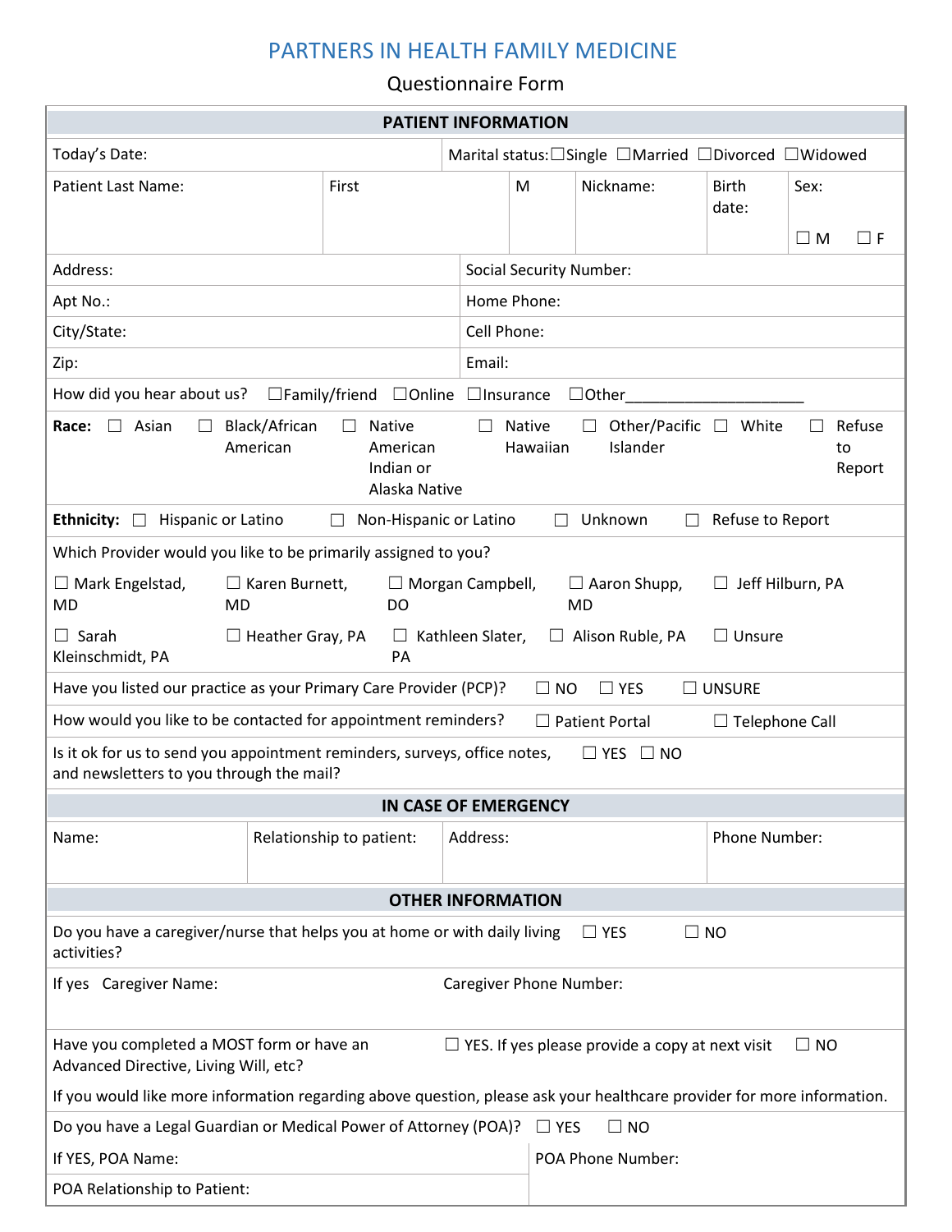# PARTNERS IN HEALTH FAMILY MEDICINE

Questionnaire Form

## PATIENT INFORMATION

| Today's Date: | Marital status: ☐Single ☐Married ☐Divorced ☐Widowed |
|---|---|

| Patient Last Name: | First | M | Nickname: | Birth date: | Sex: ☐ M ☐ F |
|---|---|---|---|---|---|

| Address: | Social Security Number: |
|---|---|
| Apt No.: | Home Phone: |
| City/State: | Cell Phone: |
| Zip: | Email: |

How did you hear about us? ☐Family/friend ☐Online ☐Insurance ☐Other____________________

**Race:** ☐ Asian ☐ Black/African American ☐ Native American Indian or Alaska Native ☐ Native Hawaiian ☐ Other/Pacific Islander ☐ White ☐ Refuse to Report

**Ethnicity:** ☐ Hispanic or Latino ☐ Non-Hispanic or Latino ☐ Unknown ☐ Refuse to Report

Which Provider would you like to be primarily assigned to you?

☐ Mark Engelstad, MD ☐ Karen Burnett, MD ☐ Morgan Campbell, DO ☐ Aaron Shupp, MD ☐ Jeff Hilburn, PA

☐ Sarah Kleinschmidt, PA ☐ Heather Gray, PA ☐ Kathleen Slater, PA ☐ Alison Ruble, PA ☐ Unsure

Have you listed our practice as your Primary Care Provider (PCP)? ☐ NO ☐ YES ☐ UNSURE

How would you like to be contacted for appointment reminders? ☐ Patient Portal ☐ Telephone Call

Is it ok for us to send you appointment reminders, surveys, office notes, and newsletters to you through the mail? ☐ YES ☐ NO

## IN CASE OF EMERGENCY

| Name: | Relationship to patient: | Address: | Phone Number: |
|---|---|---|---|

## OTHER INFORMATION

Do you have a caregiver/nurse that helps you at home or with daily living activities? ☐ YES ☐ NO

| If yes Caregiver Name: | Caregiver Phone Number: |
|---|---|

Have you completed a MOST form or have an Advanced Directive, Living Will, etc? ☐ YES. If yes please provide a copy at next visit ☐ NO

If you would like more information regarding above question, please ask your healthcare provider for more information.

Do you have a Legal Guardian or Medical Power of Attorney (POA)? ☐ YES ☐ NO

| If YES, POA Name: | POA Phone Number: |
|---|---|
| POA Relationship to Patient: | |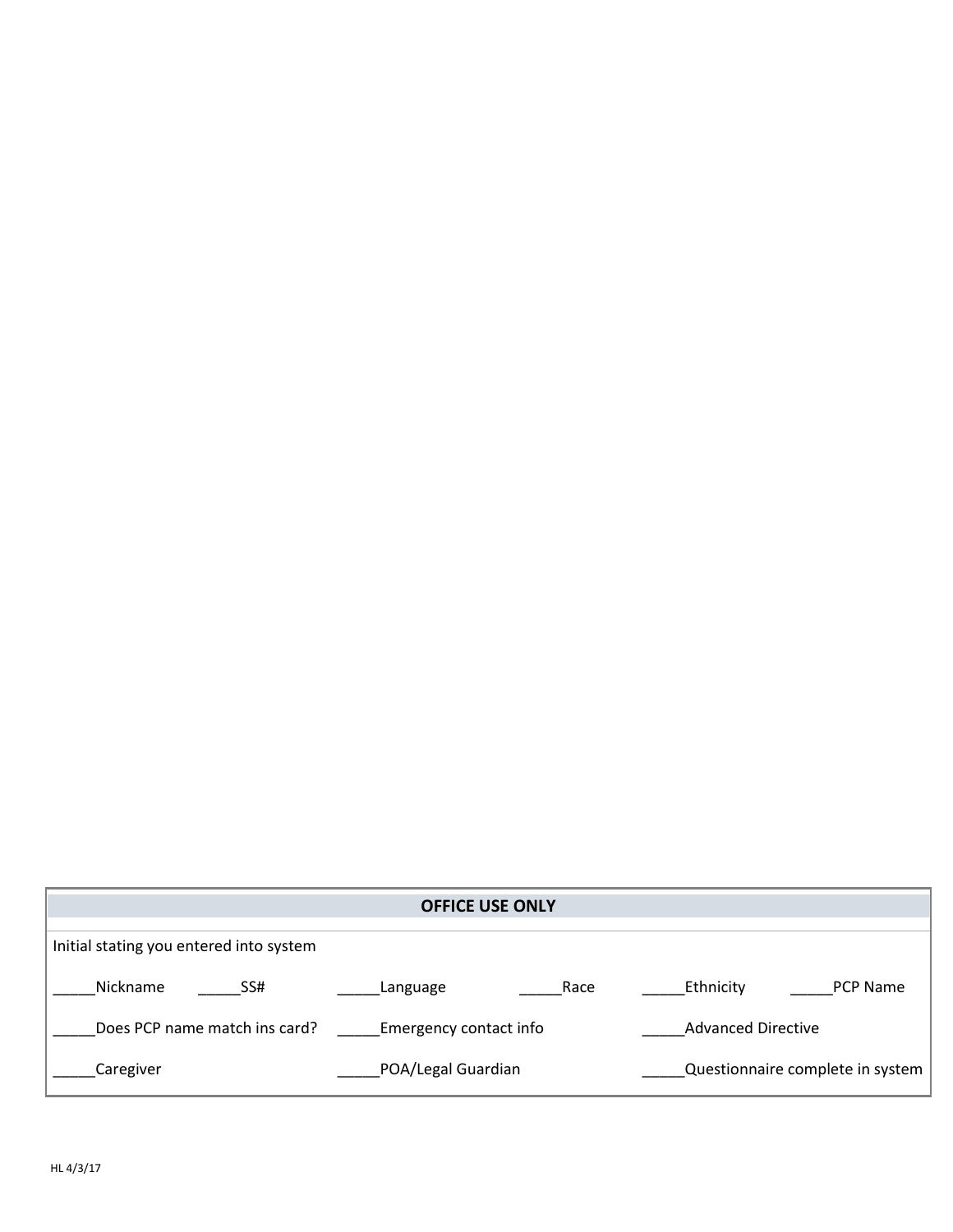## OFFICE USE ONLY

Initial stating you entered into system

_____Nickname _____SS# _____Language _____Race _____Ethnicity _____PCP Name

_____Does PCP name match ins card? _____Emergency contact info _____Advanced Directive

_____Caregiver _____POA/Legal Guardian _____Questionnaire complete in system

HL 4/3/17